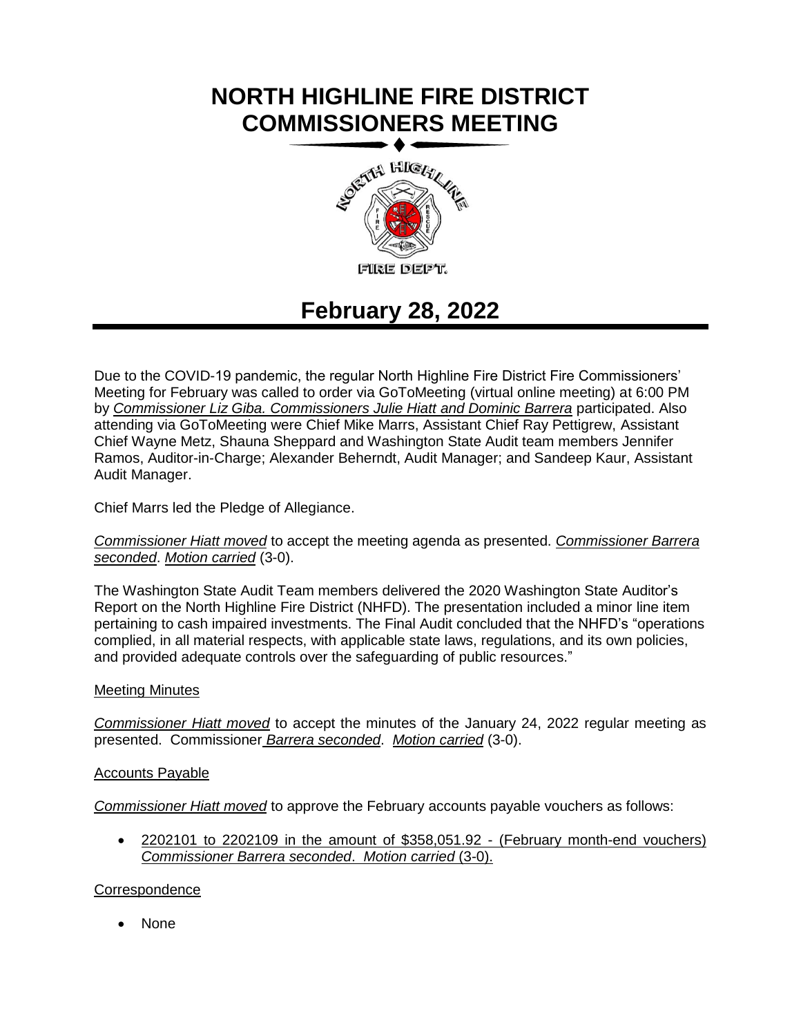# NORTH HIGHLINE FIRE DISTRICT COMMISSIONERS MEETING

## February 28, 2022

Due to the COVID-19 pandemic, the regular North Highline Fire District Fire Commissioners' Meeting for February was called to order via GoToMeeting (virtual online meeting) at 6:00 PM by *Commissioner Liz Giba. Commissioners Julie Hiatt and Dominic Barrera* participated. Also attending via GoToMeeting were Chief Mike Marrs, Assistant Chief Ray Pettigrew, Assistant Chief Wayne Metz, Shauna Sheppard and Washington State Audit team members Jennifer Ramos, Auditor-in-Charge; Alexander Beherndt, Audit Manager; and Sandeep Kaur, Assistant Audit Manager.

Chief Marrs led the Pledge of Allegiance.

*Commissioner Hiatt moved* to accept the meeting agenda as presented. *Commissioner Barrera seconded*. *Motion carried* (3-0).

The Washington State Audit Team members delivered the 2020 Washington State Auditor's Report on the North Highline Fire District (NHFD). The presentation included a minor line item pertaining to cash impaired investments. The Final Audit concluded that the NHFD's "operations complied, in all material respects, with applicable state laws, regulations, and its own policies, and provided adequate controls over the safeguarding of public resources."

### Meeting Minutes

*Commissioner Hiatt moved* to accept the minutes of the January 24, 2022 regular meeting as presented. Commissioner *Barrera seconded*. *Motion carried* (3-0).

### Accounts Payable

*Commissioner Hiatt moved* to approve the February accounts payable vouchers as follows:

- 2202101 to 2202109 in the amount of $358,051.92 - (February month-end vouchers) *Commissioner Barrera seconded*. *Motion carried* (3-0).

### Correspondence

- None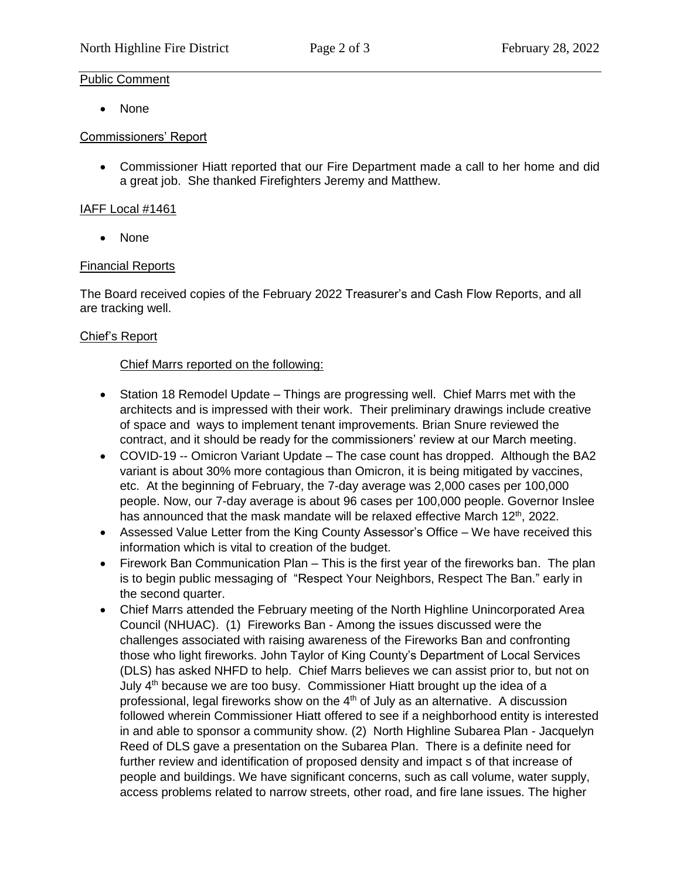Public Comment

- None

Commissioners' Report

- Commissioner Hiatt reported that our Fire Department made a call to her home and did a great job. She thanked Firefighters Jeremy and Matthew.

IAFF Local #1461

- None

Financial Reports

The Board received copies of the February 2022 Treasurer's and Cash Flow Reports, and all are tracking well.

Chief's Report

Chief Marrs reported on the following:

- Station 18 Remodel Update – Things are progressing well. Chief Marrs met with the architects and is impressed with their work. Their preliminary drawings include creative of space and ways to implement tenant improvements. Brian Snure reviewed the contract, and it should be ready for the commissioners' review at our March meeting.
- COVID-19 -- Omicron Variant Update – The case count has dropped. Although the BA2 variant is about 30% more contagious than Omicron, it is being mitigated by vaccines, etc. At the beginning of February, the 7-day average was 2,000 cases per 100,000 people. Now, our 7-day average is about 96 cases per 100,000 people. Governor Inslee has announced that the mask mandate will be relaxed effective March 12th, 2022.
- Assessed Value Letter from the King County Assessor's Office – We have received this information which is vital to creation of the budget.
- Firework Ban Communication Plan – This is the first year of the fireworks ban. The plan is to begin public messaging of "Respect Your Neighbors, Respect The Ban." early in the second quarter.
- Chief Marrs attended the February meeting of the North Highline Unincorporated Area Council (NHUAC). (1) Fireworks Ban - Among the issues discussed were the challenges associated with raising awareness of the Fireworks Ban and confronting those who light fireworks. John Taylor of King County's Department of Local Services (DLS) has asked NHFD to help. Chief Marrs believes we can assist prior to, but not on July 4th because we are too busy. Commissioner Hiatt brought up the idea of a professional, legal fireworks show on the 4th of July as an alternative. A discussion followed wherein Commissioner Hiatt offered to see if a neighborhood entity is interested in and able to sponsor a community show. (2) North Highline Subarea Plan - Jacquelyn Reed of DLS gave a presentation on the Subarea Plan. There is a definite need for further review and identification of proposed density and impact s of that increase of people and buildings. We have significant concerns, such as call volume, water supply, access problems related to narrow streets, other road, and fire lane issues. The higher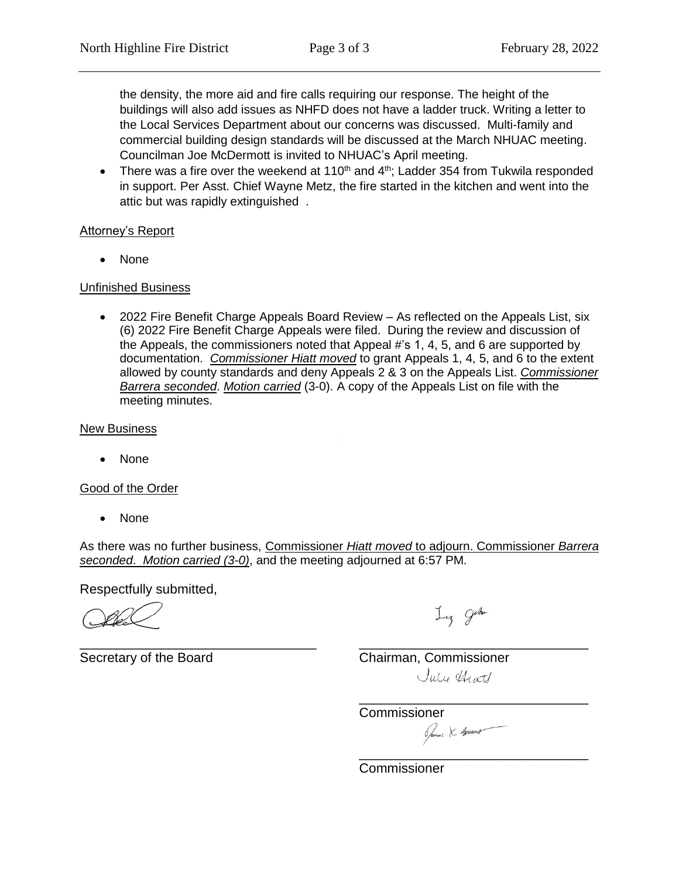the density, the more aid and fire calls requiring our response. The height of the buildings will also add issues as NHFD does not have a ladder truck. Writing a letter to the Local Services Department about our concerns was discussed. Multi-family and commercial building design standards will be discussed at the March NHUAC meeting. Councilman Joe McDermott is invited to NHUAC's April meeting.

- There was a fire over the weekend at 110th and 4th; Ladder 354 from Tukwila responded in support. Per Asst. Chief Wayne Metz, the fire started in the kitchen and went into the attic but was rapidly extinguished .

Attorney's Report

- None

Unfinished Business

- 2022 Fire Benefit Charge Appeals Board Review – As reflected on the Appeals List, six (6) 2022 Fire Benefit Charge Appeals were filed. During the review and discussion of the Appeals, the commissioners noted that Appeal #'s 1, 4, 5, and 6 are supported by documentation. *Commissioner Hiatt moved* to grant Appeals 1, 4, 5, and 6 to the extent allowed by county standards and deny Appeals 2 & 3 on the Appeals List. *Commissioner Barrera seconded*. *Motion carried* (3-0). A copy of the Appeals List on file with the meeting minutes.

New Business

- None

Good of the Order

- None

As there was no further business, Commissioner *Hiatt moved* to adjourn. Commissioner *Barrera seconded*. *Motion carried (3-0)*, and the meeting adjourned at 6:57 PM.

Respectfully submitted,

_________________________________
Secretary of the Board

_________________________________
Chairman, Commissioner

_________________________________
Commissioner

_________________________________
Commissioner